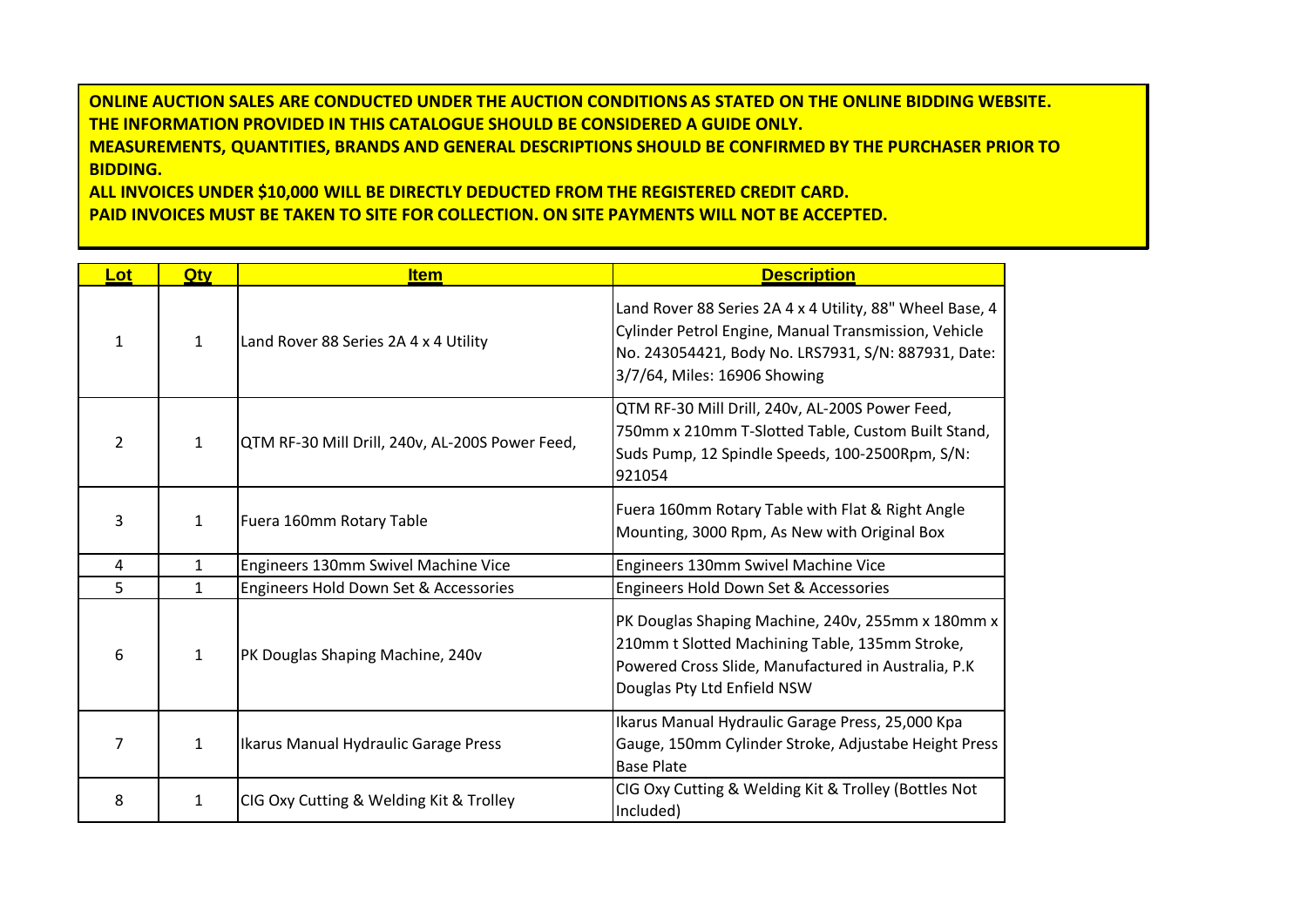**ONLINE AUCTION SALES ARE CONDUCTED UNDER THE AUCTION CONDITIONS AS STATED ON THE ONLINE BIDDING WEBSITE.**
**THE INFORMATION PROVIDED IN THIS CATALOGUE SHOULD BE CONSIDERED A GUIDE ONLY.**
**MEASUREMENTS, QUANTITIES, BRANDS AND GENERAL DESCRIPTIONS SHOULD BE CONFIRMED BY THE PURCHASER PRIOR TO BIDDING.**
**ALL INVOICES UNDER $10,000 WILL BE DIRECTLY DEDUCTED FROM THE REGISTERED CREDIT CARD.**
**PAID INVOICES MUST BE TAKEN TO SITE FOR COLLECTION. ON SITE PAYMENTS WILL NOT BE ACCEPTED.**

| Lot | Qty | Item | Description |
|---|---|---|---|
| 1 | 1 | Land Rover 88 Series 2A 4 x 4 Utility | Land Rover 88 Series 2A 4 x 4 Utility, 88" Wheel Base, 4 Cylinder Petrol Engine, Manual Transmission, Vehicle No. 243054421, Body No. LRS7931, S/N: 887931, Date: 3/7/64, Miles: 16906 Showing |
| 2 | 1 | QTM RF-30 Mill Drill, 240v, AL-200S Power Feed, | QTM RF-30 Mill Drill, 240v, AL-200S Power Feed, 750mm x 210mm T-Slotted Table, Custom Built Stand, Suds Pump, 12 Spindle Speeds, 100-2500Rpm, S/N: 921054 |
| 3 | 1 | Fuera 160mm Rotary Table | Fuera 160mm Rotary Table with Flat & Right Angle Mounting, 3000 Rpm, As New with Original Box |
| 4 | 1 | Engineers 130mm Swivel Machine Vice | Engineers 130mm Swivel Machine Vice |
| 5 | 1 | Engineers Hold Down Set & Accessories | Engineers Hold Down Set & Accessories |
| 6 | 1 | PK Douglas Shaping Machine, 240v | PK Douglas Shaping Machine, 240v, 255mm x 180mm x 210mm t Slotted Machining Table, 135mm Stroke, Powered Cross Slide, Manufactured in Australia, P.K Douglas Pty Ltd Enfield NSW |
| 7 | 1 | Ikarus Manual Hydraulic Garage Press | Ikarus Manual Hydraulic Garage Press, 25,000 Kpa Gauge, 150mm Cylinder Stroke, Adjustabe Height Press Base Plate |
| 8 | 1 | CIG Oxy Cutting & Welding Kit & Trolley | CIG Oxy Cutting & Welding Kit & Trolley (Bottles Not Included) |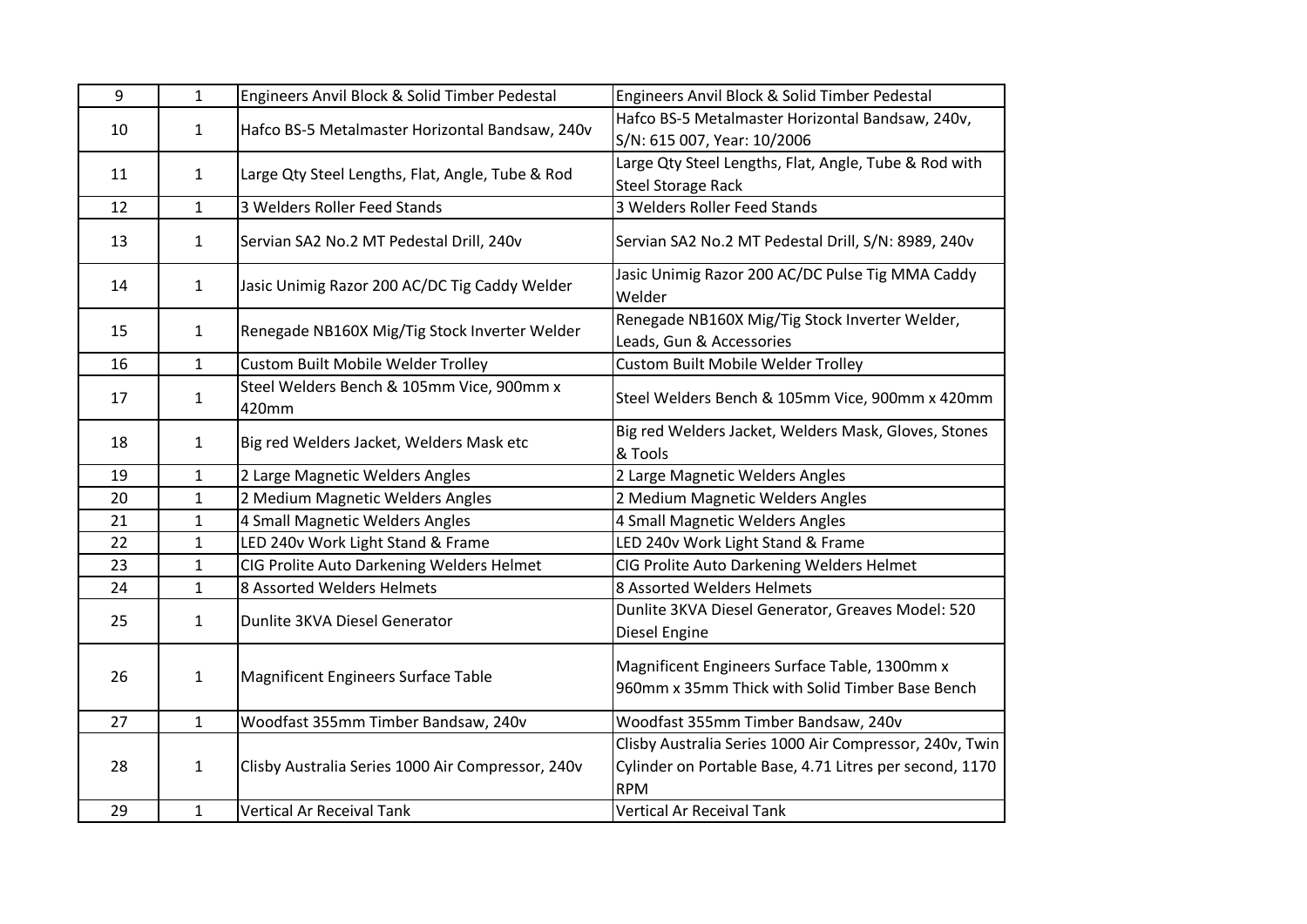| | | | |
|---|---|---|---|
| 9 | 1 | Engineers Anvil Block & Solid Timber Pedestal | Engineers Anvil Block & Solid Timber Pedestal |
| 10 | 1 | Hafco BS-5 Metalmaster Horizontal Bandsaw, 240v | Hafco BS-5 Metalmaster Horizontal Bandsaw, 240v, S/N: 615 007, Year: 10/2006 |
| 11 | 1 | Large Qty Steel Lengths, Flat, Angle, Tube & Rod | Large Qty Steel Lengths, Flat, Angle, Tube & Rod with Steel Storage Rack |
| 12 | 1 | 3 Welders Roller Feed Stands | 3 Welders Roller Feed Stands |
| 13 | 1 | Servian SA2 No.2 MT Pedestal Drill, 240v | Servian SA2 No.2 MT Pedestal Drill, S/N: 8989, 240v |
| 14 | 1 | Jasic Unimig Razor 200 AC/DC Tig Caddy Welder | Jasic Unimig Razor 200 AC/DC Pulse Tig MMA Caddy Welder |
| 15 | 1 | Renegade NB160X Mig/Tig Stock Inverter Welder | Renegade NB160X Mig/Tig Stock Inverter Welder, Leads, Gun & Accessories |
| 16 | 1 | Custom Built Mobile Welder Trolley | Custom Built Mobile Welder Trolley |
| 17 | 1 | Steel Welders Bench & 105mm Vice, 900mm x 420mm | Steel Welders Bench & 105mm Vice, 900mm x 420mm |
| 18 | 1 | Big red Welders Jacket, Welders Mask etc | Big red Welders Jacket, Welders Mask, Gloves, Stones & Tools |
| 19 | 1 | 2 Large Magnetic Welders Angles | 2 Large Magnetic Welders Angles |
| 20 | 1 | 2 Medium Magnetic Welders Angles | 2 Medium Magnetic Welders Angles |
| 21 | 1 | 4 Small Magnetic Welders Angles | 4 Small Magnetic Welders Angles |
| 22 | 1 | LED 240v Work Light Stand & Frame | LED 240v Work Light Stand & Frame |
| 23 | 1 | CIG Prolite Auto Darkening Welders Helmet | CIG Prolite Auto Darkening Welders Helmet |
| 24 | 1 | 8 Assorted Welders Helmets | 8 Assorted Welders Helmets |
| 25 | 1 | Dunlite 3KVA Diesel Generator | Dunlite 3KVA Diesel Generator, Greaves Model: 520 Diesel Engine |
| 26 | 1 | Magnificent Engineers Surface Table | Magnificent Engineers Surface Table, 1300mm x 960mm x 35mm Thick with Solid Timber Base Bench |
| 27 | 1 | Woodfast 355mm Timber Bandsaw, 240v | Woodfast 355mm Timber Bandsaw, 240v |
| 28 | 1 | Clisby Australia Series 1000 Air Compressor, 240v | Clisby Australia Series 1000 Air Compressor, 240v, Twin Cylinder on Portable Base, 4.71 Litres per second, 1170 RPM |
| 29 | 1 | Vertical Ar Receival Tank | Vertical Ar Receival Tank |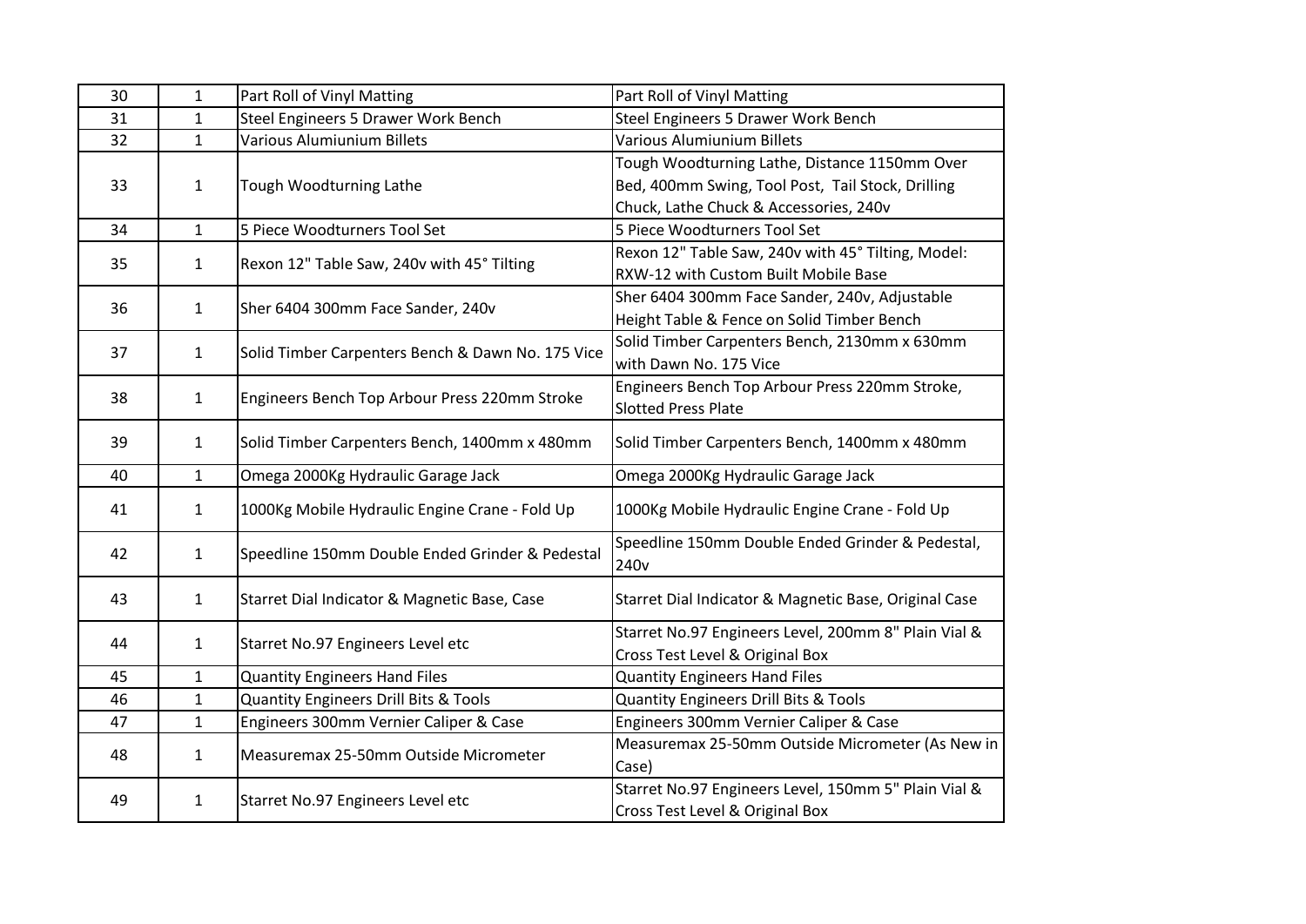| | | | |
|---|---|---|---|
| 30 | 1 | Part Roll of Vinyl Matting | Part Roll of Vinyl Matting |
| 31 | 1 | Steel Engineers 5 Drawer Work Bench | Steel Engineers 5 Drawer Work Bench |
| 32 | 1 | Various Alumiunium Billets | Various Alumiunium Billets |
| 33 | 1 | Tough Woodturning Lathe | Tough Woodturning Lathe, Distance 1150mm Over Bed, 400mm Swing, Tool Post, Tail Stock, Drilling Chuck, Lathe Chuck & Accessories, 240v |
| 34 | 1 | 5 Piece Woodturners Tool Set | 5 Piece Woodturners Tool Set |
| 35 | 1 | Rexon 12" Table Saw, 240v with 45° Tilting | Rexon 12" Table Saw, 240v with 45° Tilting, Model: RXW-12 with Custom Built Mobile Base |
| 36 | 1 | Sher 6404 300mm Face Sander, 240v | Sher 6404 300mm Face Sander, 240v, Adjustable Height Table & Fence on Solid Timber Bench |
| 37 | 1 | Solid Timber Carpenters Bench & Dawn No. 175 Vice | Solid Timber Carpenters Bench, 2130mm x 630mm with Dawn No. 175 Vice |
| 38 | 1 | Engineers Bench Top Arbour Press 220mm Stroke | Engineers Bench Top Arbour Press 220mm Stroke, Slotted Press Plate |
| 39 | 1 | Solid Timber Carpenters Bench, 1400mm x 480mm | Solid Timber Carpenters Bench, 1400mm x 480mm |
| 40 | 1 | Omega 2000Kg Hydraulic Garage Jack | Omega 2000Kg Hydraulic Garage Jack |
| 41 | 1 | 1000Kg Mobile Hydraulic Engine Crane - Fold Up | 1000Kg Mobile Hydraulic Engine Crane - Fold Up |
| 42 | 1 | Speedline 150mm Double Ended Grinder & Pedestal | Speedline 150mm Double Ended Grinder & Pedestal, 240v |
| 43 | 1 | Starret Dial Indicator & Magnetic Base, Case | Starret Dial Indicator & Magnetic Base, Original Case |
| 44 | 1 | Starret No.97 Engineers Level etc | Starret No.97 Engineers Level, 200mm 8" Plain Vial & Cross Test Level & Original Box |
| 45 | 1 | Quantity Engineers Hand Files | Quantity Engineers Hand Files |
| 46 | 1 | Quantity Engineers Drill Bits & Tools | Quantity Engineers Drill Bits & Tools |
| 47 | 1 | Engineers 300mm Vernier Caliper & Case | Engineers 300mm Vernier Caliper & Case |
| 48 | 1 | Measuremax 25-50mm Outside Micrometer | Measuremax 25-50mm Outside Micrometer (As New in Case) |
| 49 | 1 | Starret No.97 Engineers Level etc | Starret No.97 Engineers Level, 150mm 5" Plain Vial & Cross Test Level & Original Box |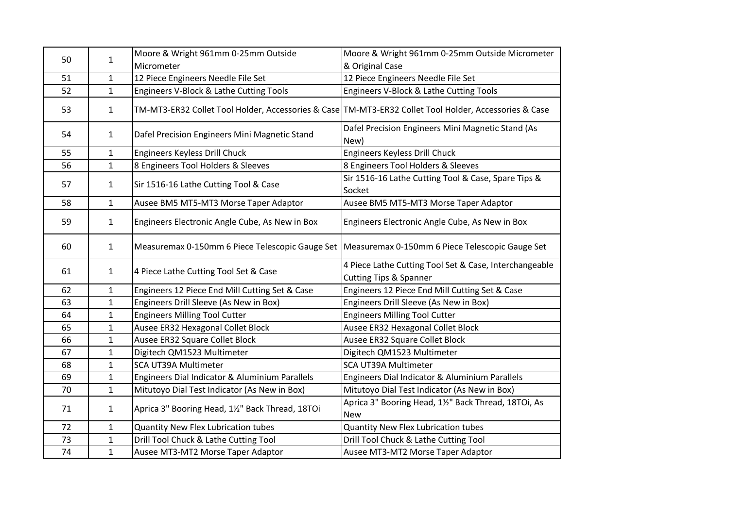| | | | |
|---|---|---|---|
| 50 | 1 | Moore & Wright 961mm 0-25mm Outside Micrometer | Moore & Wright 961mm 0-25mm Outside Micrometer & Original Case |
| 51 | 1 | 12 Piece Engineers Needle File Set | 12 Piece Engineers Needle File Set |
| 52 | 1 | Engineers V-Block & Lathe Cutting Tools | Engineers V-Block & Lathe Cutting Tools |
| 53 | 1 | TM-MT3-ER32 Collet Tool Holder, Accessories & Case | TM-MT3-ER32 Collet Tool Holder, Accessories & Case |
| 54 | 1 | Dafel Precision Engineers Mini Magnetic Stand | Dafel Precision Engineers Mini Magnetic Stand (As New) |
| 55 | 1 | Engineers Keyless Drill Chuck | Engineers Keyless Drill Chuck |
| 56 | 1 | 8 Engineers Tool Holders & Sleeves | 8 Engineers Tool Holders & Sleeves |
| 57 | 1 | Sir 1516-16 Lathe Cutting Tool & Case | Sir 1516-16 Lathe Cutting Tool & Case, Spare Tips & Socket |
| 58 | 1 | Ausee BM5 MT5-MT3 Morse Taper Adaptor | Ausee BM5 MT5-MT3 Morse Taper Adaptor |
| 59 | 1 | Engineers Electronic Angle Cube, As New in Box | Engineers Electronic Angle Cube, As New in Box |
| 60 | 1 | Measuremax 0-150mm 6 Piece Telescopic Gauge Set | Measuremax 0-150mm 6 Piece Telescopic Gauge Set |
| 61 | 1 | 4 Piece Lathe Cutting Tool Set & Case | 4 Piece Lathe Cutting Tool Set & Case, Interchangeable Cutting Tips & Spanner |
| 62 | 1 | Engineers 12 Piece End Mill Cutting Set & Case | Engineers 12 Piece End Mill Cutting Set & Case |
| 63 | 1 | Engineers Drill Sleeve (As New in Box) | Engineers Drill Sleeve (As New in Box) |
| 64 | 1 | Engineers Milling Tool Cutter | Engineers Milling Tool Cutter |
| 65 | 1 | Ausee ER32 Hexagonal Collet Block | Ausee ER32 Hexagonal Collet Block |
| 66 | 1 | Ausee ER32 Square Collet Block | Ausee ER32 Square Collet Block |
| 67 | 1 | Digitech QM1523 Multimeter | Digitech QM1523 Multimeter |
| 68 | 1 | SCA UT39A Multimeter | SCA UT39A Multimeter |
| 69 | 1 | Engineers Dial Indicator & Aluminium Parallels | Engineers Dial Indicator & Aluminium Parallels |
| 70 | 1 | Mitutoyo Dial Test Indicator (As New in Box) | Mitutoyo Dial Test Indicator (As New in Box) |
| 71 | 1 | Aprica 3" Booring Head, 1½" Back Thread, 18TOi | Aprica 3" Booring Head, 1½" Back Thread, 18TOi, As New |
| 72 | 1 | Quantity New Flex Lubrication tubes | Quantity New Flex Lubrication tubes |
| 73 | 1 | Drill Tool Chuck & Lathe Cutting Tool | Drill Tool Chuck & Lathe Cutting Tool |
| 74 | 1 | Ausee MT3-MT2 Morse Taper Adaptor | Ausee MT3-MT2 Morse Taper Adaptor |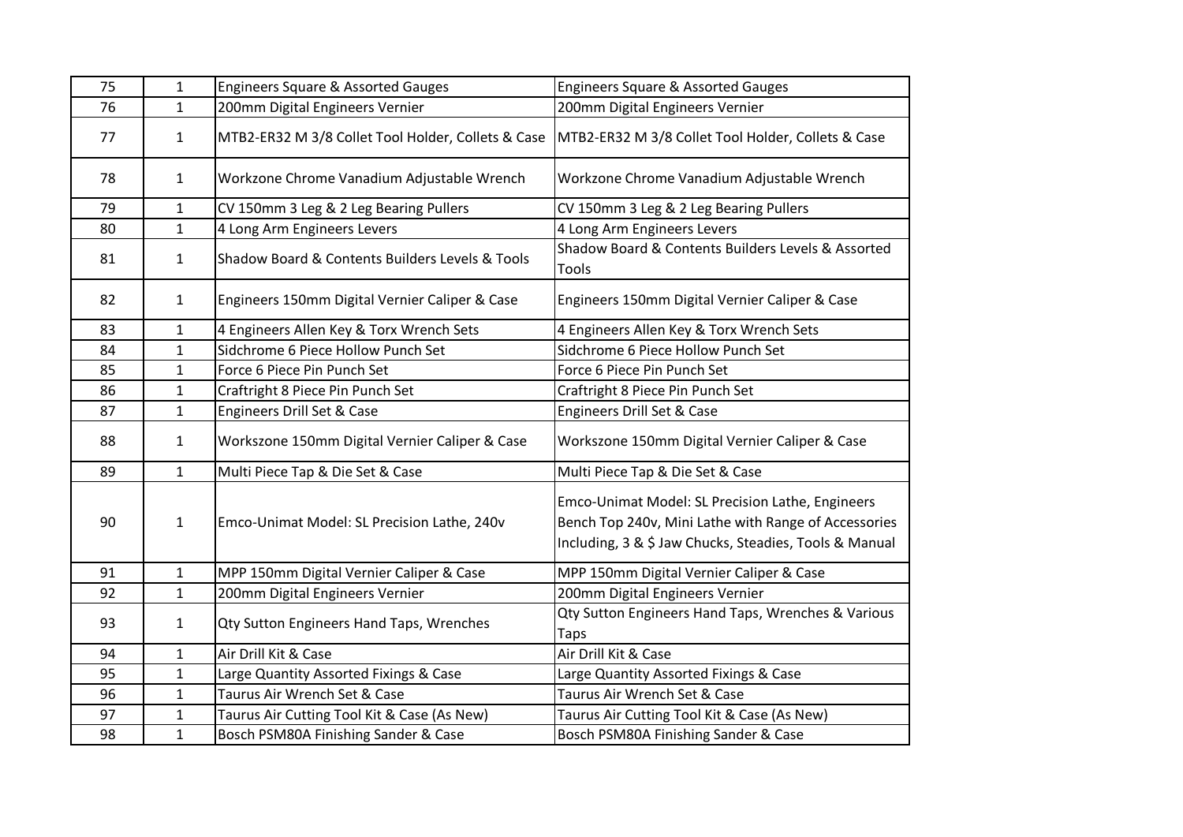| | | | |
|---|---|---|---|
| 75 | 1 | Engineers Square & Assorted Gauges | Engineers Square & Assorted Gauges |
| 76 | 1 | 200mm Digital Engineers Vernier | 200mm Digital Engineers Vernier |
| 77 | 1 | MTB2-ER32 M 3/8 Collet Tool Holder, Collets & Case | MTB2-ER32 M 3/8 Collet Tool Holder, Collets & Case |
| 78 | 1 | Workzone Chrome Vanadium Adjustable Wrench | Workzone Chrome Vanadium Adjustable Wrench |
| 79 | 1 | CV 150mm 3 Leg & 2 Leg Bearing Pullers | CV 150mm 3 Leg & 2 Leg Bearing Pullers |
| 80 | 1 | 4 Long Arm Engineers Levers | 4 Long Arm Engineers Levers |
| 81 | 1 | Shadow Board & Contents Builders Levels & Tools | Shadow Board & Contents Builders Levels & Assorted Tools |
| 82 | 1 | Engineers 150mm Digital Vernier Caliper & Case | Engineers 150mm Digital Vernier Caliper & Case |
| 83 | 1 | 4 Engineers Allen Key & Torx Wrench Sets | 4 Engineers Allen Key & Torx Wrench Sets |
| 84 | 1 | Sidchrome 6 Piece Hollow Punch Set | Sidchrome 6 Piece Hollow Punch Set |
| 85 | 1 | Force 6 Piece Pin Punch Set | Force 6 Piece Pin Punch Set |
| 86 | 1 | Craftright 8 Piece Pin Punch Set | Craftright 8 Piece Pin Punch Set |
| 87 | 1 | Engineers Drill Set & Case | Engineers Drill Set & Case |
| 88 | 1 | Workszone 150mm Digital Vernier Caliper & Case | Workszone 150mm Digital Vernier Caliper & Case |
| 89 | 1 | Multi Piece Tap & Die Set & Case | Multi Piece Tap & Die Set & Case |
| 90 | 1 | Emco-Unimat Model: SL Precision Lathe, 240v | Emco-Unimat Model: SL Precision Lathe, Engineers Bench Top 240v, Mini Lathe with Range of Accessories Including, 3 & $ Jaw Chucks, Steadies, Tools & Manual |
| 91 | 1 | MPP 150mm Digital Vernier Caliper & Case | MPP 150mm Digital Vernier Caliper & Case |
| 92 | 1 | 200mm Digital Engineers Vernier | 200mm Digital Engineers Vernier |
| 93 | 1 | Qty Sutton Engineers Hand Taps, Wrenches | Qty Sutton Engineers Hand Taps, Wrenches & Various Taps |
| 94 | 1 | Air Drill Kit & Case | Air Drill Kit & Case |
| 95 | 1 | Large Quantity Assorted Fixings & Case | Large Quantity Assorted Fixings & Case |
| 96 | 1 | Taurus Air Wrench Set & Case | Taurus Air Wrench Set & Case |
| 97 | 1 | Taurus Air Cutting Tool Kit & Case (As New) | Taurus Air Cutting Tool Kit & Case (As New) |
| 98 | 1 | Bosch PSM80A Finishing Sander & Case | Bosch PSM80A Finishing Sander & Case |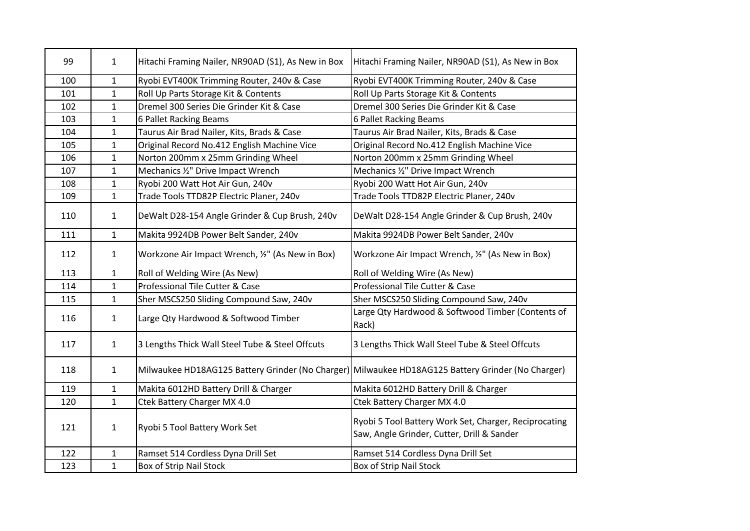| | | | |
|---|---|---|---|
| 99 | 1 | Hitachi Framing Nailer, NR90AD (S1), As New in Box | Hitachi Framing Nailer, NR90AD (S1), As New in Box |
| 100 | 1 | Ryobi EVT400K Trimming Router, 240v & Case | Ryobi EVT400K Trimming Router, 240v & Case |
| 101 | 1 | Roll Up Parts Storage Kit & Contents | Roll Up Parts Storage Kit & Contents |
| 102 | 1 | Dremel 300 Series Die Grinder Kit & Case | Dremel 300 Series Die Grinder Kit & Case |
| 103 | 1 | 6 Pallet Racking Beams | 6 Pallet Racking Beams |
| 104 | 1 | Taurus Air Brad Nailer, Kits, Brads & Case | Taurus Air Brad Nailer, Kits, Brads & Case |
| 105 | 1 | Original Record No.412 English Machine Vice | Original Record No.412 English Machine Vice |
| 106 | 1 | Norton 200mm x 25mm Grinding Wheel | Norton 200mm x 25mm Grinding Wheel |
| 107 | 1 | Mechanics ½" Drive Impact Wrench | Mechanics ½" Drive Impact Wrench |
| 108 | 1 | Ryobi 200 Watt Hot Air Gun, 240v | Ryobi 200 Watt Hot Air Gun, 240v |
| 109 | 1 | Trade Tools TTD82P Electric Planer, 240v | Trade Tools TTD82P Electric Planer, 240v |
| 110 | 1 | DeWalt D28-154 Angle Grinder & Cup Brush, 240v | DeWalt D28-154 Angle Grinder & Cup Brush, 240v |
| 111 | 1 | Makita 9924DB Power Belt Sander, 240v | Makita 9924DB Power Belt Sander, 240v |
| 112 | 1 | Workzone Air Impact Wrench, ½" (As New in Box) | Workzone Air Impact Wrench, ½" (As New in Box) |
| 113 | 1 | Roll of Welding Wire (As New) | Roll of Welding Wire (As New) |
| 114 | 1 | Professional Tile Cutter & Case | Professional Tile Cutter & Case |
| 115 | 1 | Sher MSCS250 Sliding Compound Saw, 240v | Sher MSCS250 Sliding Compound Saw, 240v |
| 116 | 1 | Large Qty Hardwood & Softwood Timber | Large Qty Hardwood & Softwood Timber (Contents of Rack) |
| 117 | 1 | 3 Lengths Thick Wall Steel Tube & Steel Offcuts | 3 Lengths Thick Wall Steel Tube & Steel Offcuts |
| 118 | 1 | Milwaukee HD18AG125 Battery Grinder (No Charger) | Milwaukee HD18AG125 Battery Grinder (No Charger) |
| 119 | 1 | Makita 6012HD Battery Drill & Charger | Makita 6012HD Battery Drill & Charger |
| 120 | 1 | Ctek Battery Charger MX 4.0 | Ctek Battery Charger MX 4.0 |
| 121 | 1 | Ryobi 5 Tool Battery Work Set | Ryobi 5 Tool Battery Work Set, Charger, Reciprocating Saw, Angle Grinder, Cutter, Drill & Sander |
| 122 | 1 | Ramset 514 Cordless Dyna Drill Set | Ramset 514 Cordless Dyna Drill Set |
| 123 | 1 | Box of Strip Nail Stock | Box of Strip Nail Stock |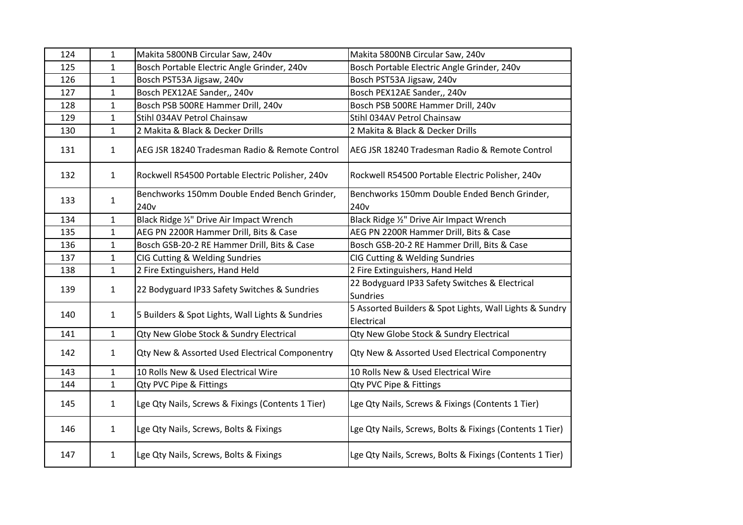| | | | |
|---|---|---|---|
| 124 | 1 | Makita 5800NB Circular Saw, 240v | Makita 5800NB Circular Saw, 240v |
| 125 | 1 | Bosch Portable Electric Angle Grinder, 240v | Bosch Portable Electric Angle Grinder, 240v |
| 126 | 1 | Bosch PST53A Jigsaw, 240v | Bosch PST53A Jigsaw, 240v |
| 127 | 1 | Bosch PEX12AE Sander,, 240v | Bosch PEX12AE Sander,, 240v |
| 128 | 1 | Bosch PSB 500RE Hammer Drill, 240v | Bosch PSB 500RE Hammer Drill, 240v |
| 129 | 1 | Stihl 034AV Petrol Chainsaw | Stihl 034AV Petrol Chainsaw |
| 130 | 1 | 2 Makita & Black & Decker Drills | 2 Makita & Black & Decker Drills |
| 131 | 1 | AEG JSR 18240 Tradesman Radio & Remote Control | AEG JSR 18240 Tradesman Radio & Remote Control |
| 132 | 1 | Rockwell R54500 Portable Electric Polisher, 240v | Rockwell R54500 Portable Electric Polisher, 240v |
| 133 | 1 | Benchworks 150mm Double Ended Bench Grinder, 240v | Benchworks 150mm Double Ended Bench Grinder, 240v |
| 134 | 1 | Black Ridge ½" Drive Air Impact Wrench | Black Ridge ½" Drive Air Impact Wrench |
| 135 | 1 | AEG PN 2200R Hammer Drill, Bits & Case | AEG PN 2200R Hammer Drill, Bits & Case |
| 136 | 1 | Bosch GSB-20-2 RE Hammer Drill, Bits & Case | Bosch GSB-20-2 RE Hammer Drill, Bits & Case |
| 137 | 1 | CIG Cutting & Welding Sundries | CIG Cutting & Welding Sundries |
| 138 | 1 | 2 Fire Extinguishers, Hand Held | 2 Fire Extinguishers, Hand Held |
| 139 | 1 | 22 Bodyguard IP33 Safety Switches & Sundries | 22 Bodyguard IP33 Safety Switches & Electrical Sundries |
| 140 | 1 | 5 Builders & Spot Lights, Wall Lights & Sundries | 5 Assorted Builders & Spot Lights, Wall Lights & Sundry Electrical |
| 141 | 1 | Qty New Globe Stock & Sundry Electrical | Qty New Globe Stock & Sundry Electrical |
| 142 | 1 | Qty New & Assorted Used Electrical Componentry | Qty New & Assorted Used Electrical Componentry |
| 143 | 1 | 10 Rolls New & Used Electrical Wire | 10 Rolls New & Used Electrical Wire |
| 144 | 1 | Qty PVC Pipe & Fittings | Qty PVC Pipe & Fittings |
| 145 | 1 | Lge Qty Nails, Screws & Fixings (Contents 1 Tier) | Lge Qty Nails, Screws & Fixings (Contents 1 Tier) |
| 146 | 1 | Lge Qty Nails, Screws, Bolts & Fixings | Lge Qty Nails, Screws, Bolts & Fixings (Contents 1 Tier) |
| 147 | 1 | Lge Qty Nails, Screws, Bolts & Fixings | Lge Qty Nails, Screws, Bolts & Fixings (Contents 1 Tier) |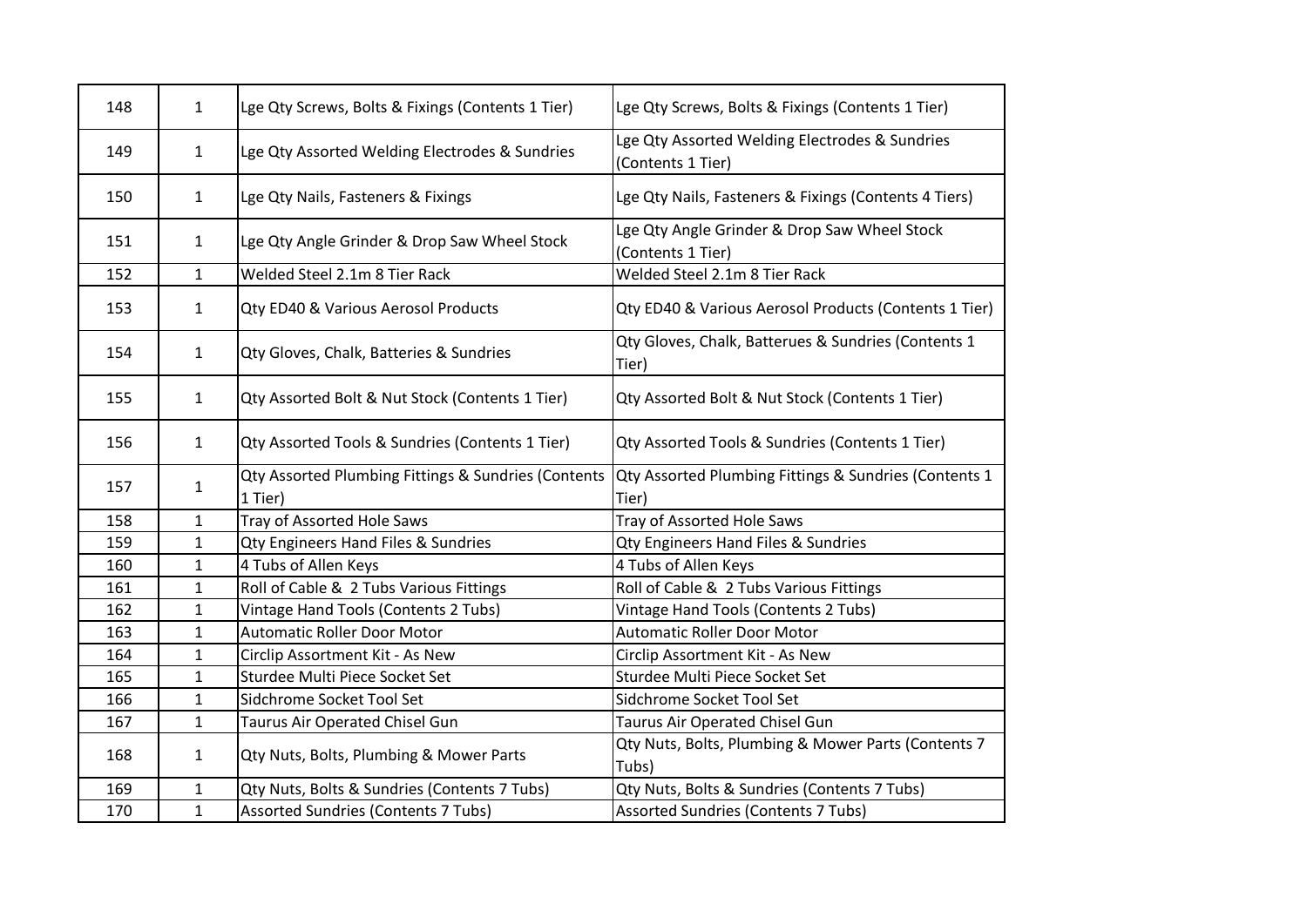| | | | |
|---|---|---|---|
| 148 | 1 | Lge Qty Screws, Bolts & Fixings (Contents 1 Tier) | Lge Qty Screws, Bolts & Fixings (Contents 1 Tier) |
| 149 | 1 | Lge Qty Assorted Welding Electrodes & Sundries | Lge Qty Assorted Welding Electrodes & Sundries (Contents 1 Tier) |
| 150 | 1 | Lge Qty Nails, Fasteners & Fixings | Lge Qty Nails, Fasteners & Fixings (Contents 4 Tiers) |
| 151 | 1 | Lge Qty Angle Grinder & Drop Saw Wheel Stock | Lge Qty Angle Grinder & Drop Saw Wheel Stock (Contents 1 Tier) |
| 152 | 1 | Welded Steel 2.1m 8 Tier Rack | Welded Steel 2.1m 8 Tier Rack |
| 153 | 1 | Qty ED40 & Various Aerosol Products | Qty ED40 & Various Aerosol Products (Contents 1 Tier) |
| 154 | 1 | Qty Gloves, Chalk, Batteries & Sundries | Qty Gloves, Chalk, Batterues & Sundries (Contents 1 Tier) |
| 155 | 1 | Qty Assorted Bolt & Nut Stock (Contents 1 Tier) | Qty Assorted Bolt & Nut Stock (Contents 1 Tier) |
| 156 | 1 | Qty Assorted Tools & Sundries (Contents 1 Tier) | Qty Assorted Tools & Sundries (Contents 1 Tier) |
| 157 | 1 | Qty Assorted Plumbing Fittings & Sundries (Contents 1 Tier) | Qty Assorted Plumbing Fittings & Sundries (Contents 1 Tier) |
| 158 | 1 | Tray of Assorted Hole Saws | Tray of Assorted Hole Saws |
| 159 | 1 | Qty Engineers Hand Files & Sundries | Qty Engineers Hand Files & Sundries |
| 160 | 1 | 4 Tubs of Allen Keys | 4 Tubs of Allen Keys |
| 161 | 1 | Roll of Cable & 2 Tubs Various Fittings | Roll of Cable & 2 Tubs Various Fittings |
| 162 | 1 | Vintage Hand Tools (Contents 2 Tubs) | Vintage Hand Tools (Contents 2 Tubs) |
| 163 | 1 | Automatic Roller Door Motor | Automatic Roller Door Motor |
| 164 | 1 | Circlip Assortment Kit - As New | Circlip Assortment Kit - As New |
| 165 | 1 | Sturdee Multi Piece Socket Set | Sturdee Multi Piece Socket Set |
| 166 | 1 | Sidchrome Socket Tool Set | Sidchrome Socket Tool Set |
| 167 | 1 | Taurus Air Operated Chisel Gun | Taurus Air Operated Chisel Gun |
| 168 | 1 | Qty Nuts, Bolts, Plumbing & Mower Parts | Qty Nuts, Bolts, Plumbing & Mower Parts (Contents 7 Tubs) |
| 169 | 1 | Qty Nuts, Bolts & Sundries (Contents 7 Tubs) | Qty Nuts, Bolts & Sundries (Contents 7 Tubs) |
| 170 | 1 | Assorted Sundries (Contents 7 Tubs) | Assorted Sundries (Contents 7 Tubs) |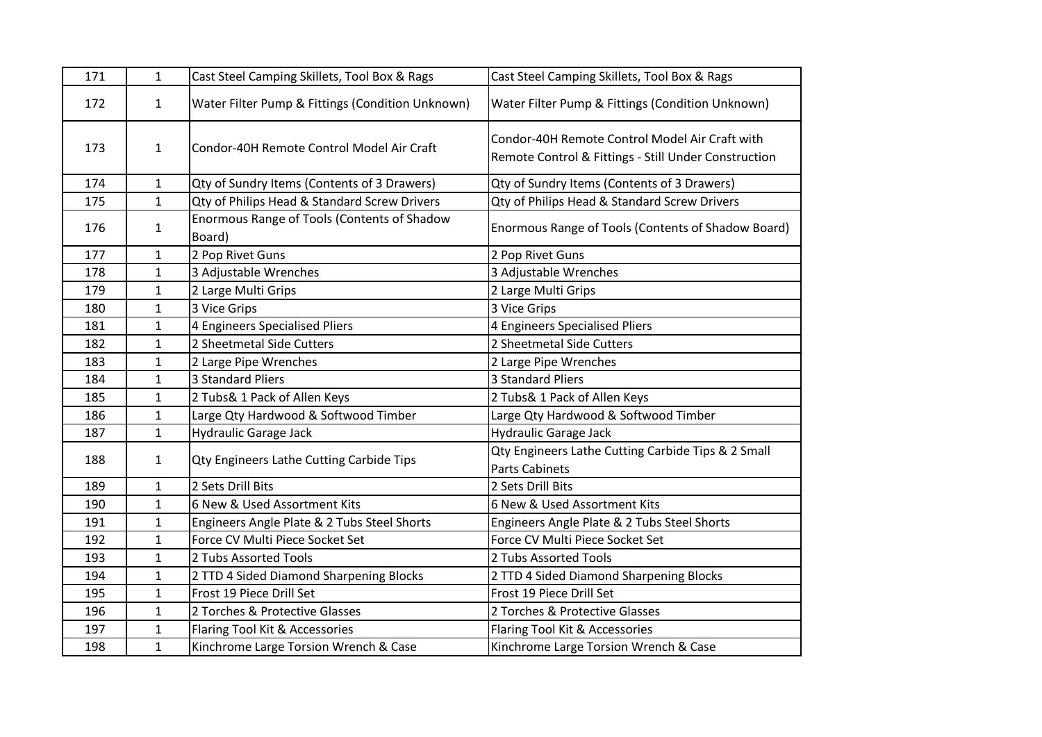| | | | |
|---|---|---|---|
| 171 | 1 | Cast Steel Camping Skillets, Tool Box & Rags | Cast Steel Camping Skillets, Tool Box & Rags |
| 172 | 1 | Water Filter Pump & Fittings (Condition Unknown) | Water Filter Pump & Fittings (Condition Unknown) |
| 173 | 1 | Condor-40H Remote Control Model Air Craft | Condor-40H Remote Control Model Air Craft with Remote Control & Fittings - Still Under Construction |
| 174 | 1 | Qty of Sundry Items (Contents of 3 Drawers) | Qty of Sundry Items (Contents of 3 Drawers) |
| 175 | 1 | Qty of Philips Head & Standard Screw Drivers | Qty of Philips Head & Standard Screw Drivers |
| 176 | 1 | Enormous Range of Tools (Contents of Shadow Board) | Enormous Range of Tools (Contents of Shadow Board) |
| 177 | 1 | 2 Pop Rivet Guns | 2 Pop Rivet Guns |
| 178 | 1 | 3 Adjustable Wrenches | 3 Adjustable Wrenches |
| 179 | 1 | 2 Large Multi Grips | 2 Large Multi Grips |
| 180 | 1 | 3 Vice Grips | 3 Vice Grips |
| 181 | 1 | 4 Engineers Specialised Pliers | 4 Engineers Specialised Pliers |
| 182 | 1 | 2 Sheetmetal Side Cutters | 2 Sheetmetal Side Cutters |
| 183 | 1 | 2 Large Pipe Wrenches | 2 Large Pipe Wrenches |
| 184 | 1 | 3 Standard Pliers | 3 Standard Pliers |
| 185 | 1 | 2 Tubs& 1 Pack of Allen Keys | 2 Tubs& 1 Pack of Allen Keys |
| 186 | 1 | Large Qty Hardwood & Softwood Timber | Large Qty Hardwood & Softwood Timber |
| 187 | 1 | Hydraulic Garage Jack | Hydraulic Garage Jack |
| 188 | 1 | Qty Engineers Lathe Cutting Carbide Tips | Qty Engineers Lathe Cutting Carbide Tips & 2 Small Parts Cabinets |
| 189 | 1 | 2 Sets Drill Bits | 2 Sets Drill Bits |
| 190 | 1 | 6 New & Used Assortment Kits | 6 New & Used Assortment Kits |
| 191 | 1 | Engineers Angle Plate & 2 Tubs Steel Shorts | Engineers Angle Plate & 2 Tubs Steel Shorts |
| 192 | 1 | Force CV Multi Piece Socket Set | Force CV Multi Piece Socket Set |
| 193 | 1 | 2 Tubs Assorted Tools | 2 Tubs Assorted Tools |
| 194 | 1 | 2 TTD 4 Sided Diamond Sharpening Blocks | 2 TTD 4 Sided Diamond Sharpening Blocks |
| 195 | 1 | Frost 19 Piece Drill Set | Frost 19 Piece Drill Set |
| 196 | 1 | 2 Torches & Protective Glasses | 2 Torches & Protective Glasses |
| 197 | 1 | Flaring Tool Kit & Accessories | Flaring Tool Kit & Accessories |
| 198 | 1 | Kinchrome Large Torsion Wrench & Case | Kinchrome Large Torsion Wrench & Case |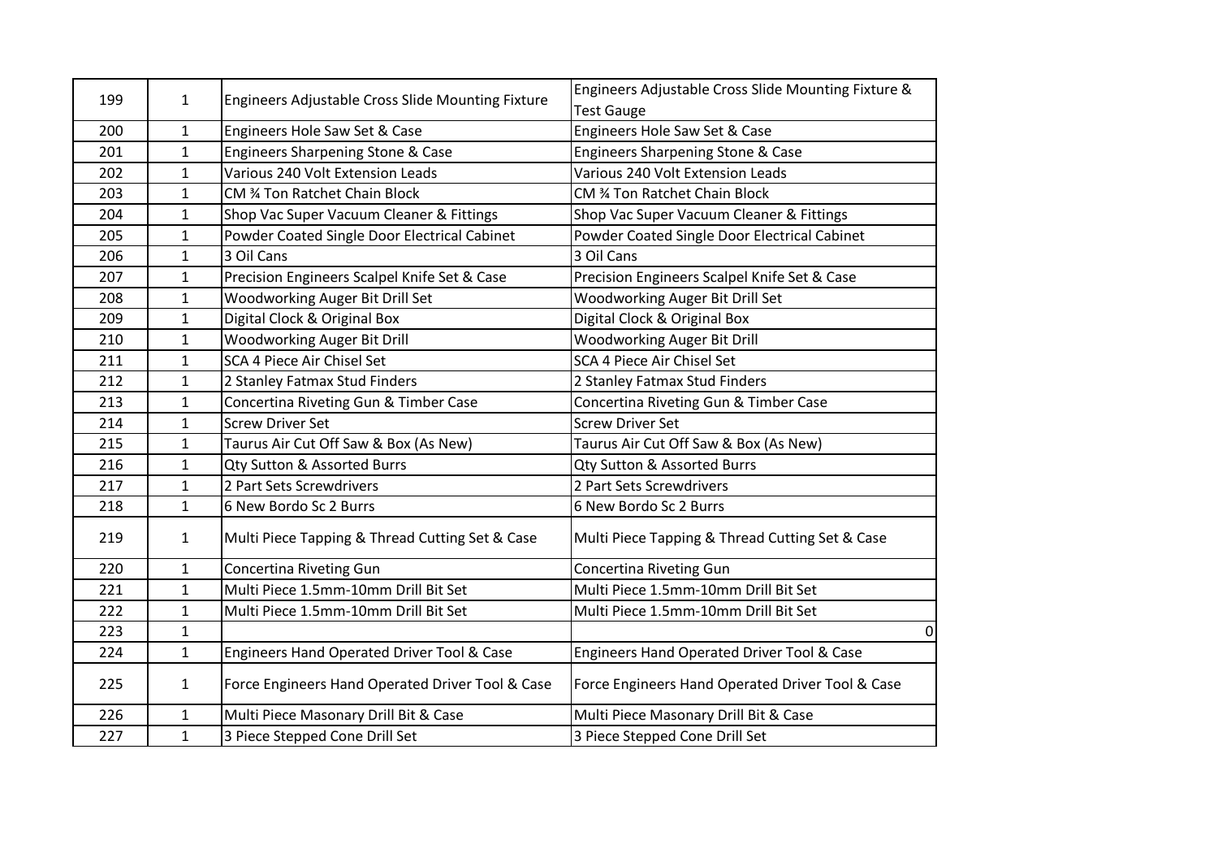| | | | |
|---|---|---|---|
| 199 | 1 | Engineers Adjustable Cross Slide Mounting Fixture | Engineers Adjustable Cross Slide Mounting Fixture & Test Gauge |
| 200 | 1 | Engineers Hole Saw Set & Case | Engineers Hole Saw Set & Case |
| 201 | 1 | Engineers Sharpening Stone & Case | Engineers Sharpening Stone & Case |
| 202 | 1 | Various 240 Volt Extension Leads | Various 240 Volt Extension Leads |
| 203 | 1 | CM ¾ Ton Ratchet Chain Block | CM ¾ Ton Ratchet Chain Block |
| 204 | 1 | Shop Vac Super Vacuum Cleaner & Fittings | Shop Vac Super Vacuum Cleaner & Fittings |
| 205 | 1 | Powder Coated Single Door Electrical Cabinet | Powder Coated Single Door Electrical Cabinet |
| 206 | 1 | 3 Oil Cans | 3 Oil Cans |
| 207 | 1 | Precision Engineers Scalpel Knife Set & Case | Precision Engineers Scalpel Knife Set & Case |
| 208 | 1 | Woodworking Auger Bit Drill Set | Woodworking Auger Bit Drill Set |
| 209 | 1 | Digital Clock & Original Box | Digital Clock & Original Box |
| 210 | 1 | Woodworking Auger Bit Drill | Woodworking Auger Bit Drill |
| 211 | 1 | SCA 4 Piece Air Chisel Set | SCA 4 Piece Air Chisel Set |
| 212 | 1 | 2 Stanley Fatmax Stud Finders | 2 Stanley Fatmax Stud Finders |
| 213 | 1 | Concertina Riveting Gun & Timber Case | Concertina Riveting Gun & Timber Case |
| 214 | 1 | Screw Driver Set | Screw Driver Set |
| 215 | 1 | Taurus Air Cut Off Saw & Box (As New) | Taurus Air Cut Off Saw & Box (As New) |
| 216 | 1 | Qty Sutton & Assorted Burrs | Qty Sutton & Assorted Burrs |
| 217 | 1 | 2 Part Sets Screwdrivers | 2 Part Sets Screwdrivers |
| 218 | 1 | 6 New Bordo Sc 2 Burrs | 6 New Bordo Sc 2 Burrs |
| 219 | 1 | Multi Piece Tapping & Thread Cutting Set & Case | Multi Piece Tapping & Thread Cutting Set & Case |
| 220 | 1 | Concertina Riveting Gun | Concertina Riveting Gun |
| 221 | 1 | Multi Piece 1.5mm-10mm Drill Bit Set | Multi Piece 1.5mm-10mm Drill Bit Set |
| 222 | 1 | Multi Piece 1.5mm-10mm Drill Bit Set | Multi Piece 1.5mm-10mm Drill Bit Set |
| 223 | 1 | | 0 |
| 224 | 1 | Engineers Hand Operated Driver Tool & Case | Engineers Hand Operated Driver Tool & Case |
| 225 | 1 | Force Engineers Hand Operated Driver Tool & Case | Force Engineers Hand Operated Driver Tool & Case |
| 226 | 1 | Multi Piece Masonary Drill Bit & Case | Multi Piece Masonary Drill Bit & Case |
| 227 | 1 | 3 Piece Stepped Cone Drill Set | 3 Piece Stepped Cone Drill Set |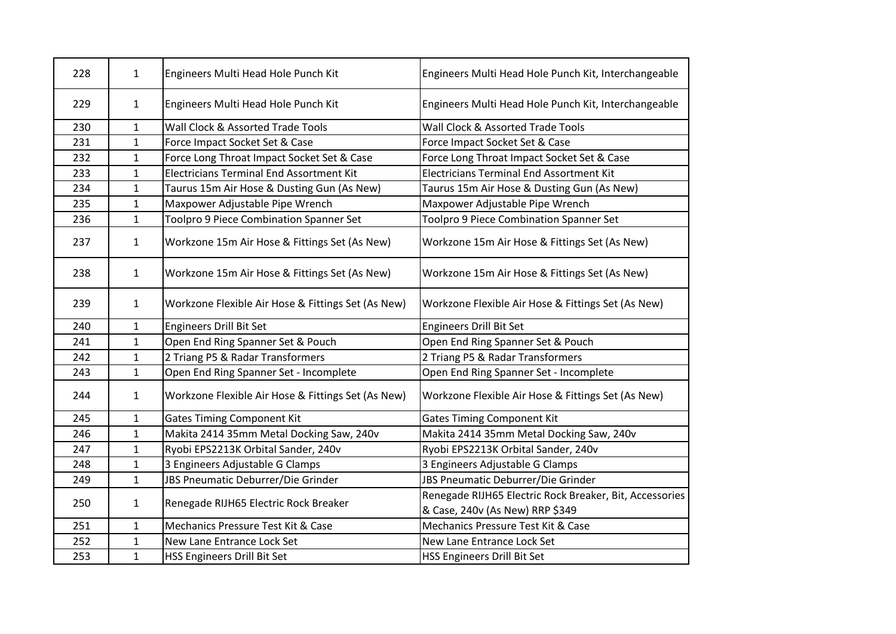| | | | |
|---|---|---|---|
| 228 | 1 | Engineers Multi Head Hole Punch Kit | Engineers Multi Head Hole Punch Kit, Interchangeable |
| 229 | 1 | Engineers Multi Head Hole Punch Kit | Engineers Multi Head Hole Punch Kit, Interchangeable |
| 230 | 1 | Wall Clock & Assorted Trade Tools | Wall Clock & Assorted Trade Tools |
| 231 | 1 | Force Impact Socket Set & Case | Force Impact Socket Set & Case |
| 232 | 1 | Force Long Throat Impact Socket Set & Case | Force Long Throat Impact Socket Set & Case |
| 233 | 1 | Electricians Terminal End Assortment Kit | Electricians Terminal End Assortment Kit |
| 234 | 1 | Taurus 15m Air Hose & Dusting Gun (As New) | Taurus 15m Air Hose & Dusting Gun (As New) |
| 235 | 1 | Maxpower Adjustable Pipe Wrench | Maxpower Adjustable Pipe Wrench |
| 236 | 1 | Toolpro 9 Piece Combination Spanner Set | Toolpro 9 Piece Combination Spanner Set |
| 237 | 1 | Workzone 15m Air Hose & Fittings Set (As New) | Workzone 15m Air Hose & Fittings Set (As New) |
| 238 | 1 | Workzone 15m Air Hose & Fittings Set (As New) | Workzone 15m Air Hose & Fittings Set (As New) |
| 239 | 1 | Workzone Flexible Air Hose & Fittings Set (As New) | Workzone Flexible Air Hose & Fittings Set (As New) |
| 240 | 1 | Engineers Drill Bit Set | Engineers Drill Bit Set |
| 241 | 1 | Open End Ring Spanner Set & Pouch | Open End Ring Spanner Set & Pouch |
| 242 | 1 | 2 Triang P5 & Radar Transformers | 2 Triang P5 & Radar Transformers |
| 243 | 1 | Open End Ring Spanner Set - Incomplete | Open End Ring Spanner Set - Incomplete |
| 244 | 1 | Workzone Flexible Air Hose & Fittings Set (As New) | Workzone Flexible Air Hose & Fittings Set (As New) |
| 245 | 1 | Gates Timing Component Kit | Gates Timing Component Kit |
| 246 | 1 | Makita 2414 35mm Metal Docking Saw, 240v | Makita 2414 35mm Metal Docking Saw, 240v |
| 247 | 1 | Ryobi EPS2213K Orbital Sander, 240v | Ryobi EPS2213K Orbital Sander, 240v |
| 248 | 1 | 3 Engineers Adjustable G Clamps | 3 Engineers Adjustable G Clamps |
| 249 | 1 | JBS Pneumatic Deburrer/Die Grinder | JBS Pneumatic Deburrer/Die Grinder |
| 250 | 1 | Renegade RIJH65 Electric Rock Breaker | Renegade RIJH65 Electric Rock Breaker, Bit, Accessories & Case, 240v (As New) RRP $349 |
| 251 | 1 | Mechanics Pressure Test Kit & Case | Mechanics Pressure Test Kit & Case |
| 252 | 1 | New Lane Entrance Lock Set | New Lane Entrance Lock Set |
| 253 | 1 | HSS Engineers Drill Bit Set | HSS Engineers Drill Bit Set |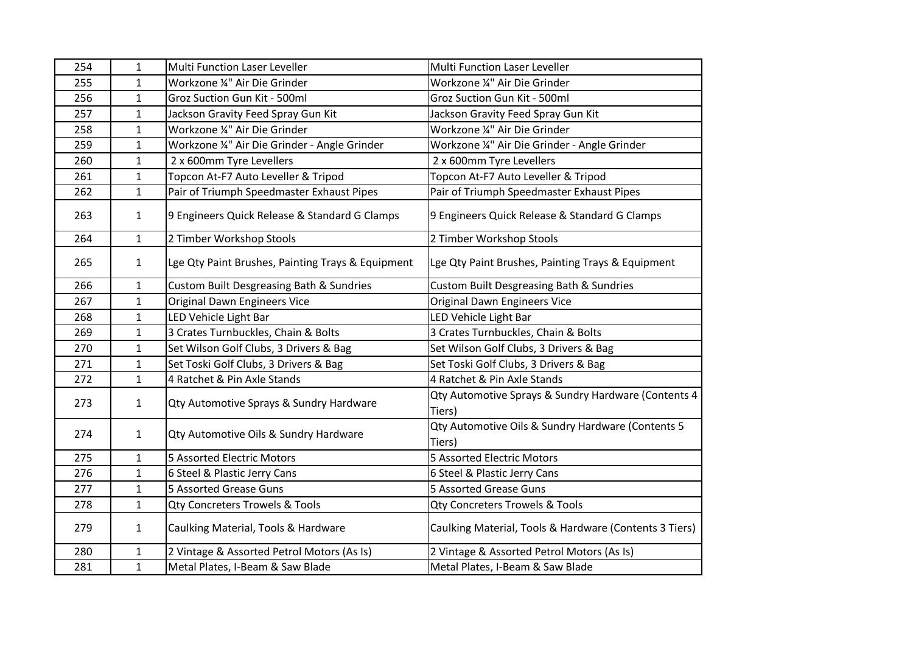| | | | |
|---|---|---|---|
| 254 | 1 | Multi Function Laser Leveller | Multi Function Laser Leveller |
| 255 | 1 | Workzone ¼" Air Die Grinder | Workzone ¼" Air Die Grinder |
| 256 | 1 | Groz Suction Gun Kit - 500ml | Groz Suction Gun Kit - 500ml |
| 257 | 1 | Jackson Gravity Feed Spray Gun Kit | Jackson Gravity Feed Spray Gun Kit |
| 258 | 1 | Workzone ¼" Air Die Grinder | Workzone ¼" Air Die Grinder |
| 259 | 1 | Workzone ¼" Air Die Grinder - Angle Grinder | Workzone ¼" Air Die Grinder - Angle Grinder |
| 260 | 1 | 2 x 600mm Tyre Levellers | 2 x 600mm Tyre Levellers |
| 261 | 1 | Topcon At-F7 Auto Leveller & Tripod | Topcon At-F7 Auto Leveller & Tripod |
| 262 | 1 | Pair of Triumph Speedmaster Exhaust Pipes | Pair of Triumph Speedmaster Exhaust Pipes |
| 263 | 1 | 9 Engineers Quick Release & Standard G Clamps | 9 Engineers Quick Release & Standard G Clamps |
| 264 | 1 | 2 Timber Workshop Stools | 2 Timber Workshop Stools |
| 265 | 1 | Lge Qty Paint Brushes, Painting Trays & Equipment | Lge Qty Paint Brushes, Painting Trays & Equipment |
| 266 | 1 | Custom Built Desgreasing Bath & Sundries | Custom Built Desgreasing Bath & Sundries |
| 267 | 1 | Original Dawn Engineers Vice | Original Dawn Engineers Vice |
| 268 | 1 | LED Vehicle Light Bar | LED Vehicle Light Bar |
| 269 | 1 | 3 Crates Turnbuckles, Chain & Bolts | 3 Crates Turnbuckles, Chain & Bolts |
| 270 | 1 | Set Wilson Golf Clubs, 3 Drivers & Bag | Set Wilson Golf Clubs, 3 Drivers & Bag |
| 271 | 1 | Set Toski Golf Clubs, 3 Drivers & Bag | Set Toski Golf Clubs, 3 Drivers & Bag |
| 272 | 1 | 4 Ratchet & Pin Axle Stands | 4 Ratchet & Pin Axle Stands |
| 273 | 1 | Qty Automotive Sprays & Sundry Hardware | Qty Automotive Sprays & Sundry Hardware (Contents 4 Tiers) |
| 274 | 1 | Qty Automotive Oils & Sundry Hardware | Qty Automotive Oils & Sundry Hardware (Contents 5 Tiers) |
| 275 | 1 | 5 Assorted Electric Motors | 5 Assorted Electric Motors |
| 276 | 1 | 6 Steel & Plastic Jerry Cans | 6 Steel & Plastic Jerry Cans |
| 277 | 1 | 5 Assorted Grease Guns | 5 Assorted Grease Guns |
| 278 | 1 | Qty Concreters Trowels & Tools | Qty Concreters Trowels & Tools |
| 279 | 1 | Caulking Material, Tools & Hardware | Caulking Material, Tools & Hardware (Contents 3 Tiers) |
| 280 | 1 | 2 Vintage & Assorted Petrol Motors (As Is) | 2 Vintage & Assorted Petrol Motors (As Is) |
| 281 | 1 | Metal Plates, I-Beam & Saw Blade | Metal Plates, I-Beam & Saw Blade |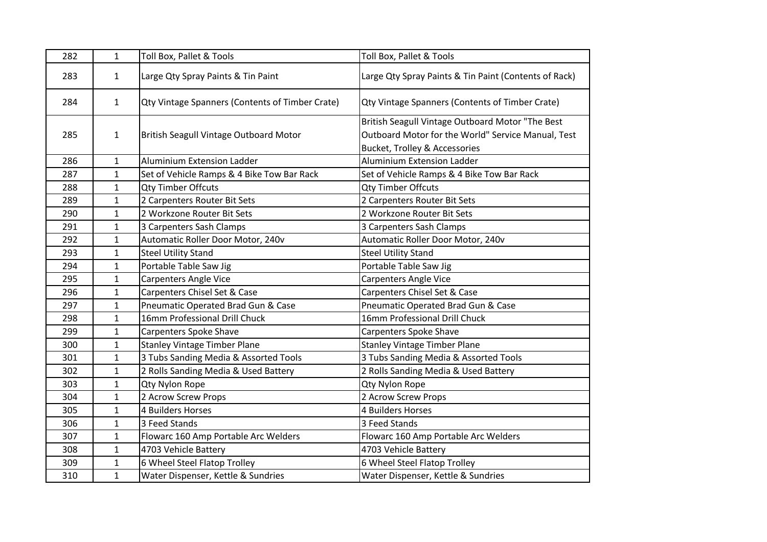| | | | |
|---|---|---|---|
| 282 | 1 | Toll Box, Pallet & Tools | Toll Box, Pallet & Tools |
| 283 | 1 | Large Qty Spray Paints & Tin Paint | Large Qty Spray Paints & Tin Paint (Contents of Rack) |
| 284 | 1 | Qty Vintage Spanners (Contents of Timber Crate) | Qty Vintage Spanners (Contents of Timber Crate) |
| 285 | 1 | British Seagull Vintage Outboard Motor | British Seagull Vintage Outboard Motor "The Best Outboard Motor for the World" Service Manual, Test Bucket, Trolley & Accessories |
| 286 | 1 | Aluminium Extension Ladder | Aluminium Extension Ladder |
| 287 | 1 | Set of Vehicle Ramps & 4 Bike Tow Bar Rack | Set of Vehicle Ramps & 4 Bike Tow Bar Rack |
| 288 | 1 | Qty Timber Offcuts | Qty Timber Offcuts |
| 289 | 1 | 2 Carpenters Router Bit Sets | 2 Carpenters Router Bit Sets |
| 290 | 1 | 2 Workzone Router Bit Sets | 2 Workzone Router Bit Sets |
| 291 | 1 | 3 Carpenters Sash Clamps | 3 Carpenters Sash Clamps |
| 292 | 1 | Automatic Roller Door Motor, 240v | Automatic Roller Door Motor, 240v |
| 293 | 1 | Steel Utility Stand | Steel Utility Stand |
| 294 | 1 | Portable Table Saw Jig | Portable Table Saw Jig |
| 295 | 1 | Carpenters Angle Vice | Carpenters Angle Vice |
| 296 | 1 | Carpenters Chisel Set & Case | Carpenters Chisel Set & Case |
| 297 | 1 | Pneumatic Operated Brad Gun & Case | Pneumatic Operated Brad Gun & Case |
| 298 | 1 | 16mm Professional Drill Chuck | 16mm Professional Drill Chuck |
| 299 | 1 | Carpenters Spoke Shave | Carpenters Spoke Shave |
| 300 | 1 | Stanley Vintage Timber Plane | Stanley Vintage Timber Plane |
| 301 | 1 | 3 Tubs Sanding Media & Assorted Tools | 3 Tubs Sanding Media & Assorted Tools |
| 302 | 1 | 2 Rolls Sanding Media & Used Battery | 2 Rolls Sanding Media & Used Battery |
| 303 | 1 | Qty Nylon Rope | Qty Nylon Rope |
| 304 | 1 | 2 Acrow Screw Props | 2 Acrow Screw Props |
| 305 | 1 | 4 Builders Horses | 4 Builders Horses |
| 306 | 1 | 3 Feed Stands | 3 Feed Stands |
| 307 | 1 | Flowarc 160 Amp Portable Arc Welders | Flowarc 160 Amp Portable Arc Welders |
| 308 | 1 | 4703 Vehicle Battery | 4703 Vehicle Battery |
| 309 | 1 | 6 Wheel Steel Flatop Trolley | 6 Wheel Steel Flatop Trolley |
| 310 | 1 | Water Dispenser, Kettle & Sundries | Water Dispenser, Kettle & Sundries |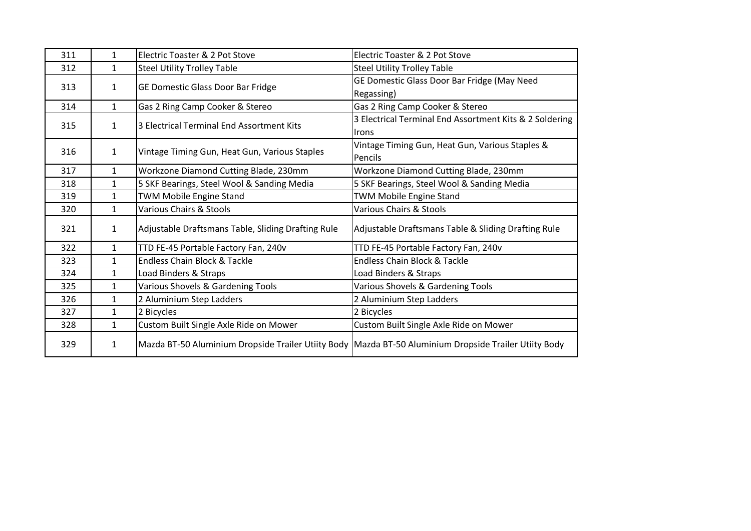| | | | |
|---|---|---|---|
| 311 | 1 | Electric Toaster & 2 Pot Stove | Electric Toaster & 2 Pot Stove |
| 312 | 1 | Steel Utility Trolley Table | Steel Utility Trolley Table |
| 313 | 1 | GE Domestic Glass Door Bar Fridge | GE Domestic Glass Door Bar Fridge (May Need Regassing) |
| 314 | 1 | Gas 2 Ring Camp Cooker & Stereo | Gas 2 Ring Camp Cooker & Stereo |
| 315 | 1 | 3 Electrical Terminal End Assortment Kits | 3 Electrical Terminal End Assortment Kits & 2 Soldering Irons |
| 316 | 1 | Vintage Timing Gun, Heat Gun, Various Staples | Vintage Timing Gun, Heat Gun, Various Staples & Pencils |
| 317 | 1 | Workzone Diamond Cutting Blade, 230mm | Workzone Diamond Cutting Blade, 230mm |
| 318 | 1 | 5 SKF Bearings, Steel Wool & Sanding Media | 5 SKF Bearings, Steel Wool & Sanding Media |
| 319 | 1 | TWM Mobile Engine Stand | TWM Mobile Engine Stand |
| 320 | 1 | Various Chairs & Stools | Various Chairs & Stools |
| 321 | 1 | Adjustable Draftsmans Table, Sliding Drafting Rule | Adjustable Draftsmans Table & Sliding Drafting Rule |
| 322 | 1 | TTD FE-45 Portable Factory Fan, 240v | TTD FE-45 Portable Factory Fan, 240v |
| 323 | 1 | Endless Chain Block & Tackle | Endless Chain Block & Tackle |
| 324 | 1 | Load Binders & Straps | Load Binders & Straps |
| 325 | 1 | Various Shovels & Gardening Tools | Various Shovels & Gardening Tools |
| 326 | 1 | 2 Aluminium Step Ladders | 2 Aluminium Step Ladders |
| 327 | 1 | 2 Bicycles | 2 Bicycles |
| 328 | 1 | Custom Built Single Axle Ride on Mower | Custom Built Single Axle Ride on Mower |
| 329 | 1 | Mazda BT-50 Aluminium Dropside Trailer Utiity Body | Mazda BT-50 Aluminium Dropside Trailer Utiity Body |